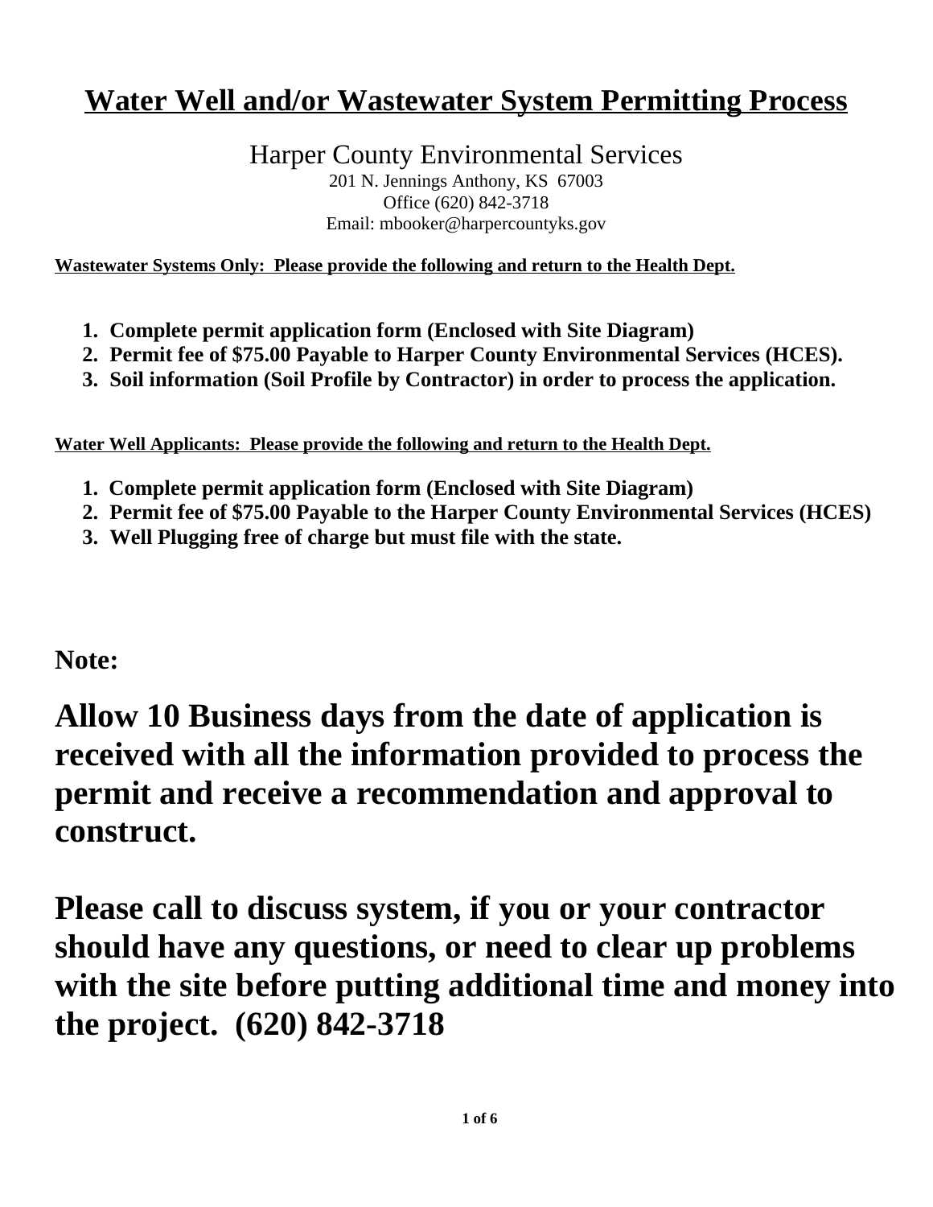# Water Well and/or Wastewater System Permitting Process

Harper County Environmental Services

201 N. Jennings Anthony, KS 67003
Office (620) 842-3718
Email: mbooker@harpercountyks.gov

**Wastewater Systems Only: Please provide the following and return to the Health Dept.**

1. **Complete permit application form (Enclosed with Site Diagram)**
2. **Permit fee of $75.00 Payable to Harper County Environmental Services (HCES).**
3. **Soil information (Soil Profile by Contractor) in order to process the application.**

**Water Well Applicants: Please provide the following and return to the Health Dept.**

1. **Complete permit application form (Enclosed with Site Diagram)**
2. **Permit fee of $75.00 Payable to the Harper County Environmental Services (HCES)**
3. **Well Plugging free of charge but must file with the state.**

**Note:**

## Allow 10 Business days from the date of application is received with all the information provided to process the permit and receive a recommendation and approval to construct.

## Please call to discuss system, if you or your contractor should have any questions, or need to clear up problems with the site before putting additional time and money into the project. (620) 842-3718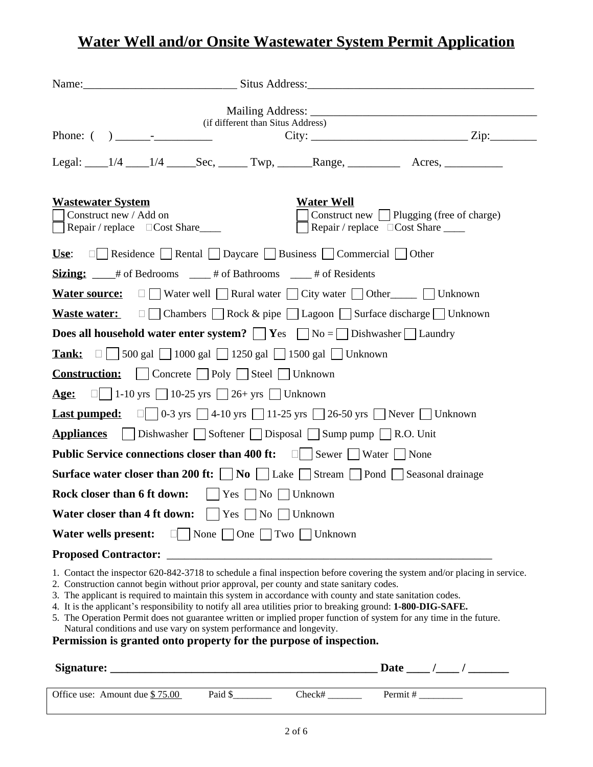# Water Well and/or Onsite Wastewater System Permit Application

Name:__________________________ Situs Address:______________________________________

Mailing Address: ______________________________________
(if different than Situs Address)

Phone: (    ) ______-__________ City: ___________________________ Zip:________

Legal: ____1/4 ____1/4 _____Sec, _____ Twp, ______Range, _________ Acres, __________

**Wastewater System**
☐ Construct new / Add on
☐ Repair / replace ☐Cost Share____

**Water Well**
☐ Construct new ☐ Plugging (free of charge)
☐ Repair / replace ☐Cost Share ____

**Use**: ☐ Residence ☐ Rental ☐ Daycare ☐ Business ☐ Commercial ☐ Other

**Sizing:** ____# of Bedrooms ____ # of Bathrooms ____ # of Residents

**Water source:** ☐ Water well ☐ Rural water ☐ City water ☐ Other_____ ☐ Unknown

**Waste water:** ☐ Chambers ☐ Rock & pipe ☐ Lagoon ☐ Surface discharge ☐ Unknown

**Does all household water enter system?** ☐ **Y**es ☐ No = ☐ Dishwasher ☐ Laundry

**Tank:** ☐ 500 gal ☐ 1000 gal ☐ 1250 gal ☐ 1500 gal ☐ Unknown

**Construction:** ☐ Concrete ☐ Poly ☐ Steel ☐ Unknown

**Age:** ☐ 1-10 yrs ☐ 10-25 yrs ☐ 26+ yrs ☐ Unknown

**Last pumped:** ☐ 0-3 yrs ☐ 4-10 yrs ☐ 11-25 yrs ☐ 26-50 yrs ☐ Never ☐ Unknown

**Appliances** ☐ Dishwasher ☐ Softener ☐ Disposal ☐ Sump pump ☐ R.O. Unit

**Public Service connections closer than 400 ft:** ☐ Sewer ☐ Water ☐ None

**Surface water closer than 200 ft:** ☐ **No** ☐ Lake ☐ Stream ☐ Pond ☐ Seasonal drainage

**Rock closer than 6 ft down:** ☐ Yes ☐ No ☐ Unknown

**Water closer than 4 ft down:** ☐ Yes ☐ No ☐ Unknown

**Water wells present:** ☐ None ☐ One ☐ Two ☐ Unknown

**Proposed Contractor:** ____________________________________________________________

1. Contact the inspector 620-842-3718 to schedule a final inspection before covering the system and/or placing in service.
2. Construction cannot begin without prior approval, per county and state sanitary codes.
3. The applicant is required to maintain this system in accordance with county and state sanitation codes.
4. It is the applicant's responsibility to notify all area utilities prior to breaking ground: **1-800-DIG-SAFE.**
5. The Operation Permit does not guarantee written or implied proper function of system for any time in the future. Natural conditions and use vary on system performance and longevity.

**Permission is granted onto property for the purpose of inspection.**

**Signature: ______________________________________________ Date ____ /____ / _______**

Office use: Amount due $ 75.00 Paid $________ Check# _______ Permit # _________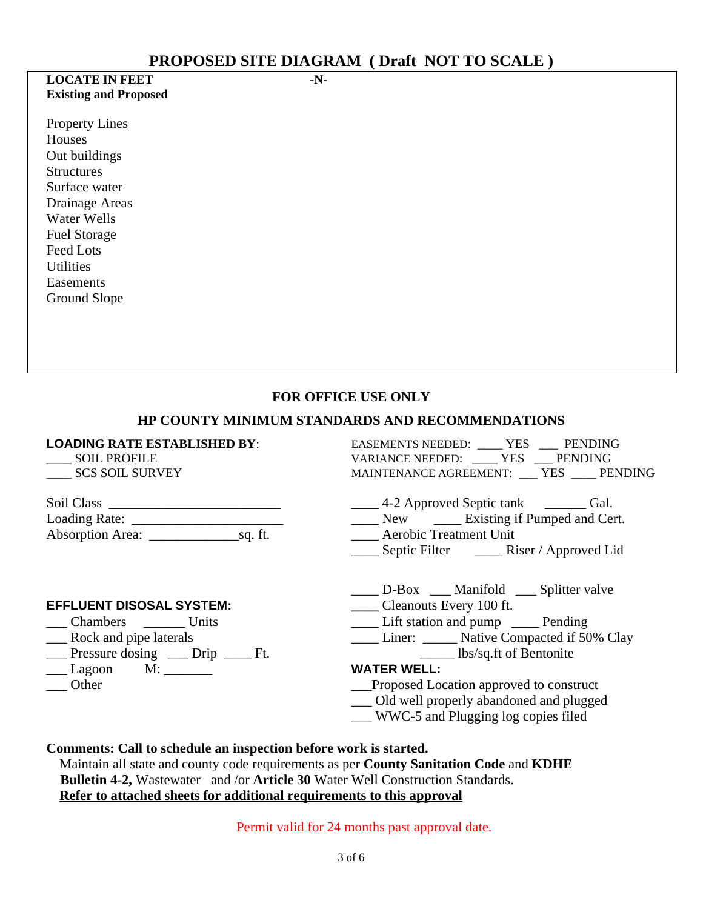# PROPOSED SITE DIAGRAM ( Draft NOT TO SCALE )

**LOCATE IN FEET**
**Existing and Proposed**

**-N-**

Property Lines
Houses
Out buildings
Structures
Surface water
Drainage Areas
Water Wells
Fuel Storage
Feed Lots
Utilities
Easements
Ground Slope

## FOR OFFICE USE ONLY

## HP COUNTY MINIMUM STANDARDS AND RECOMMENDATIONS

**LOADING RATE ESTABLISHED BY**:
____ SOIL PROFILE
____ SCS SOIL SURVEY

Soil Class _________________________
Loading Rate: ______________________
Absorption Area: _____________sq. ft.

EASEMENTS NEEDED: ____ YES ___ PENDING
VARIANCE NEEDED: ____ YES ___ PENDING
MAINTENANCE AGREEMENT: ___ YES ____ PENDING

____ 4-2 Approved Septic tank ______ Gal.
____ New ____ Existing if Pumped and Cert.
____ Aerobic Treatment Unit
____ Septic Filter ____ Riser / Approved Lid

**EFFLUENT DISOSAL SYSTEM:**
___ Chambers ______ Units
___ Rock and pipe laterals
___ Pressure dosing ___ Drip ____ Ft.
___ Lagoon M: _______
___ Other

____ D-Box ___ Manifold ___ Splitter valve
____ Cleanouts Every 100 ft.
____ Lift station and pump ____ Pending
____ Liner: _____ Native Compacted if 50% Clay
_____ lbs/sq.ft of Bentonite

**WATER WELL:**
___Proposed Location approved to construct
___ Old well properly abandoned and plugged
___ WWC-5 and Plugging log copies filed

**Comments: Call to schedule an inspection before work is started.**
Maintain all state and county code requirements as per **County Sanitation Code** and **KDHE Bulletin 4-2,** Wastewater and /or **Article 30** Water Well Construction Standards.
**Refer to attached sheets for additional requirements to this approval**

Permit valid for 24 months past approval date.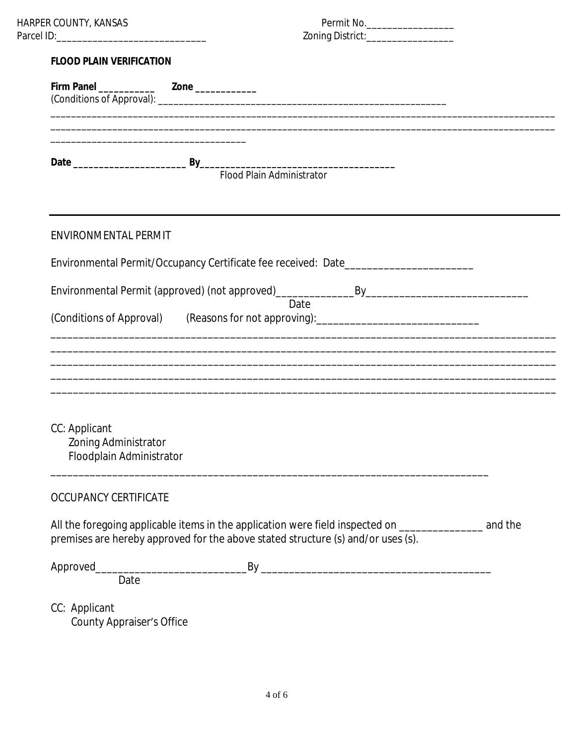HARPER COUNTY, KANSAS
Parcel ID:____________________________

Permit No.__________________
Zoning District:__________________

**FLOOD PLAIN VERIFICATION**

**Firm Panel** ___________ **Zone** ____________
(Conditions of Approval): ____________________________________________________________
______________________________________________________________________________________________________
______________________________________________________________________________________________________
______________________________________

**Date** ______________________ **By**____________________________________
Flood Plain Administrator

---

ENVIRONMENTAL PERMIT

Environmental Permit/Occupancy Certificate fee received: Date_________________________

Environmental Permit (approved) (not approved)_______________By______________________________
Date

(Conditions of Approval) (Reasons for not approving):______________________________
______________________________________________________________________________________________________
______________________________________________________________________________________________________
______________________________________________________________________________________________________
______________________________________________________________________________________________________
______________________________________________________________________________________________________

CC: Applicant
Zoning Administrator
Floodplain Administrator

______________________________________________________________________________________

OCCUPANCY CERTIFICATE

All the foregoing applicable items in the application were field inspected on ________________ and the premises are hereby approved for the above stated structure (s) and/or uses (s).

Approved____________________________By ___________________________________________
Date

CC: Applicant
County Appraiser's Office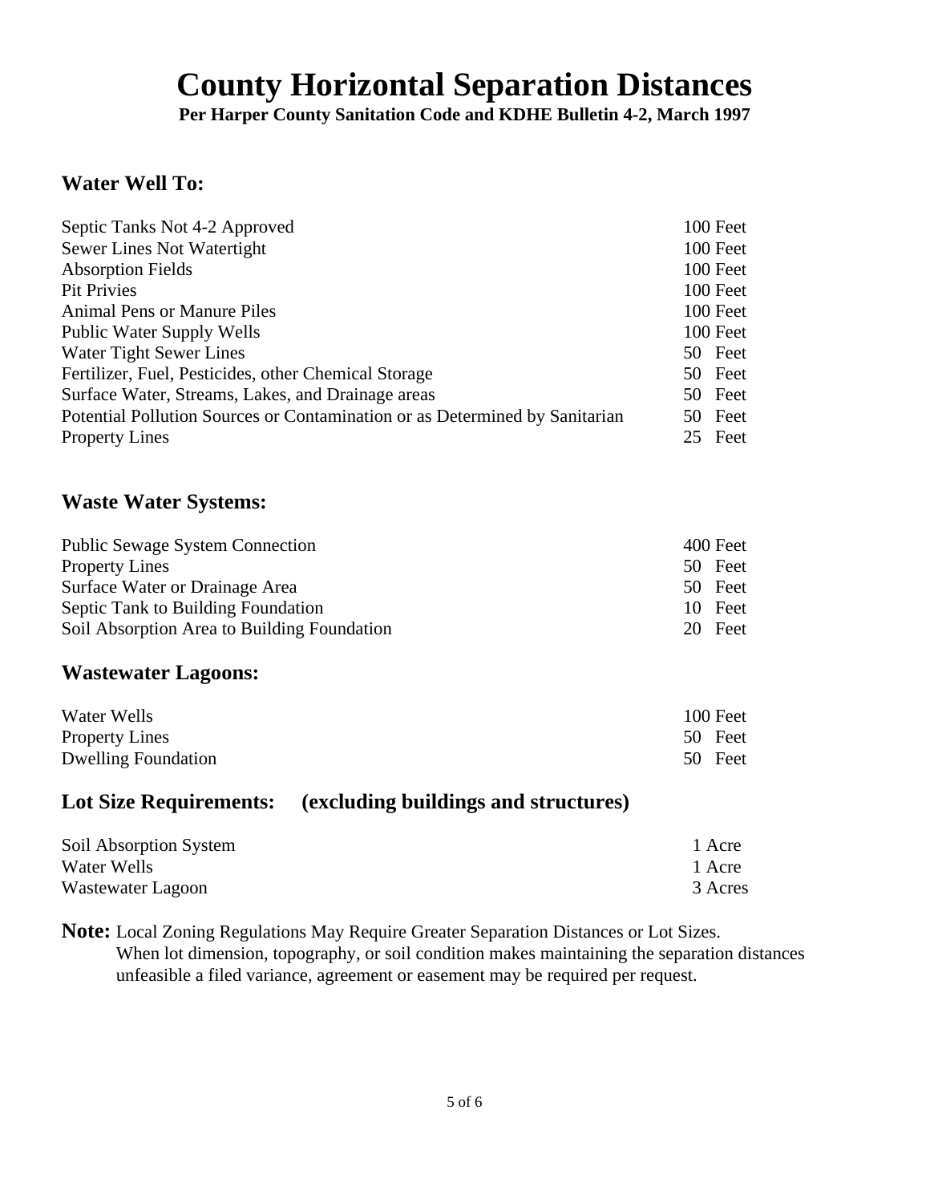# County Horizontal Separation Distances

**Per Harper County Sanitation Code and KDHE Bulletin 4-2, March 1997**

## Water Well To:

| | |
|---|---|
| Septic Tanks Not 4-2 Approved | 100 Feet |
| Sewer Lines Not Watertight | 100 Feet |
| Absorption Fields | 100 Feet |
| Pit Privies | 100 Feet |
| Animal Pens or Manure Piles | 100 Feet |
| Public Water Supply Wells | 100 Feet |
| Water Tight Sewer Lines | 50 Feet |
| Fertilizer, Fuel, Pesticides, other Chemical Storage | 50 Feet |
| Surface Water, Streams, Lakes, and Drainage areas | 50 Feet |
| Potential Pollution Sources or Contamination or as Determined by Sanitarian | 50 Feet |
| Property Lines | 25 Feet |

## Waste Water Systems:

| | |
|---|---|
| Public Sewage System Connection | 400 Feet |
| Property Lines | 50 Feet |
| Surface Water or Drainage Area | 50 Feet |
| Septic Tank to Building Foundation | 10 Feet |
| Soil Absorption Area to Building Foundation | 20 Feet |

## Wastewater Lagoons:

| | |
|---|---|
| Water Wells | 100 Feet |
| Property Lines | 50 Feet |
| Dwelling Foundation | 50 Feet |

## Lot Size Requirements: (excluding buildings and structures)

| | |
|---|---|
| Soil Absorption System | 1 Acre |
| Water Wells | 1 Acre |
| Wastewater Lagoon | 3 Acres |

**Note:** Local Zoning Regulations May Require Greater Separation Distances or Lot Sizes. When lot dimension, topography, or soil condition makes maintaining the separation distances unfeasible a filed variance, agreement or easement may be required per request.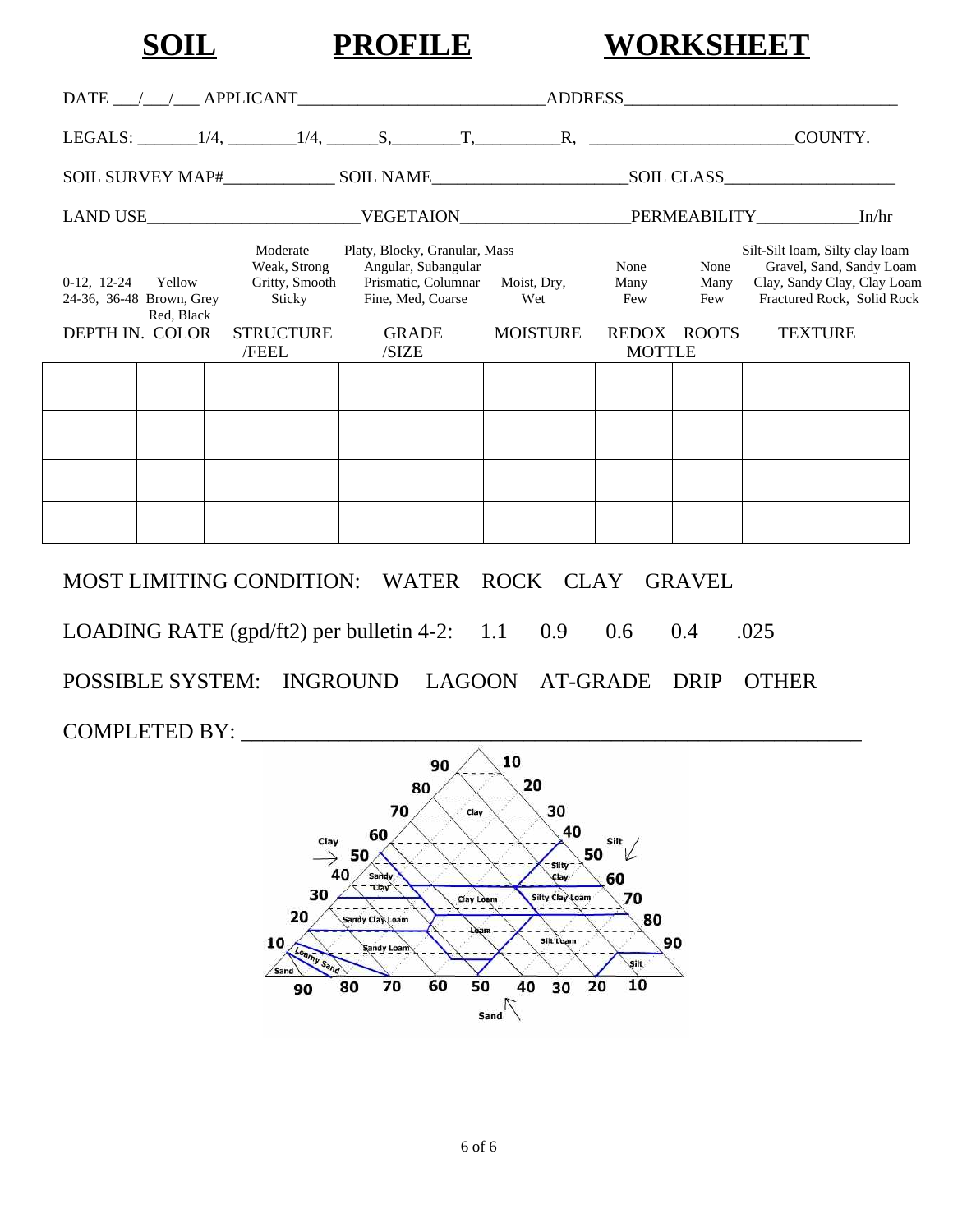# SOIL PROFILE WORKSHEET

DATE ___/___/___ APPLICANT____________________________ADDRESS_______________________________

LEGALS: _______1/4, ________1/4, ______S,________T,__________R, _______________________COUNTY.

SOIL SURVEY MAP#_____________ SOIL NAME______________________SOIL CLASS____________________

LAND USE________________________VEGETAION___________________PERMEABILITY____________In/hr

| DEPTH IN. (0-12, 12-24, 24-36, 36-48) | COLOR (Yellow, Brown, Grey, Red, Black) | STRUCTURE /FEEL (Moderate, Weak, Strong, Gritty, Smooth, Sticky) | GRADE /SIZE (Platy, Blocky, Granular, Mass, Angular, Subangular, Prismatic, Columnar, Fine, Med, Coarse) | MOISTURE (Moist, Dry, Wet) | REDOX MOTTLE (None, Many, Few) | ROOTS (None, Many, Few) | TEXTURE (Silt-Silt loam, Silty clay loam, Gravel, Sand, Sandy Loam, Clay, Sandy Clay, Clay Loam, Fractured Rock, Solid Rock) |
|---|---|---|---|---|---|---|---|
| | | | | | | | |
| | | | | | | | |
| | | | | | | | |
| | | | | | | | |

MOST LIMITING CONDITION: WATER ROCK CLAY GRAVEL

LOADING RATE (gpd/ft2) per bulletin 4-2: 1.1 0.9 0.6 0.4 .025

POSSIBLE SYSTEM: INGROUND LAGOON AT-GRADE DRIP OTHER

COMPLETED BY: ____________________________________________________________

Clay
Silt
Sand
90 80 70 60 50 40 30 20 10
10 20 30 40 50 60 70 80 90
90 80 70 60 50 40 30 20 10
Clay
Sandy Clay
Silty Clay
Clay Loam
Silty Clay Loam
Sandy Clay Loam
Loam
Silt Loam
Sandy Loam
Loamy Sand
Sand
Silt